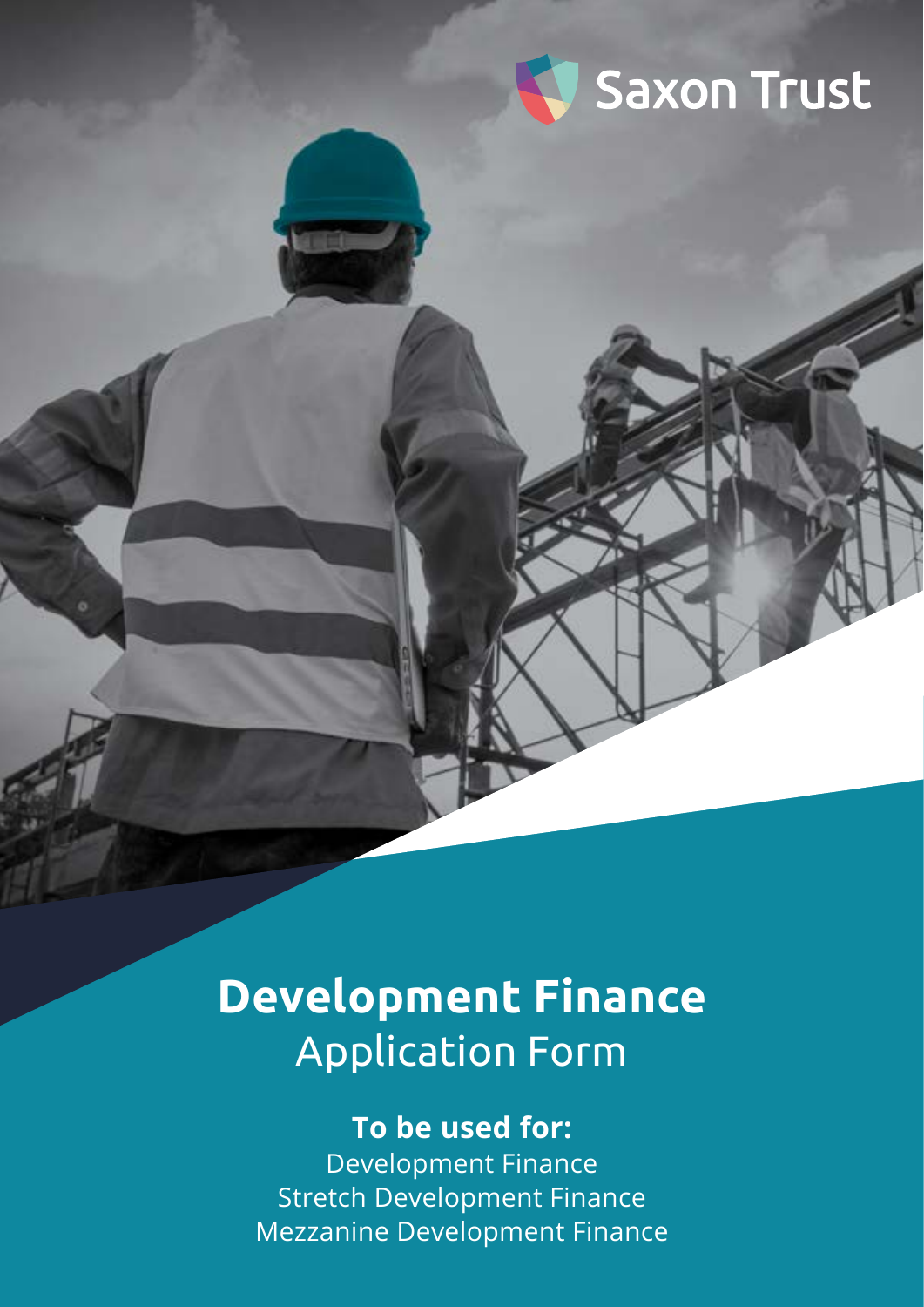Saxon Trust

# Development Finance

## Application Form

**To be used for:**

Development Finance
Stretch Development Finance
Mezzanine Development Finance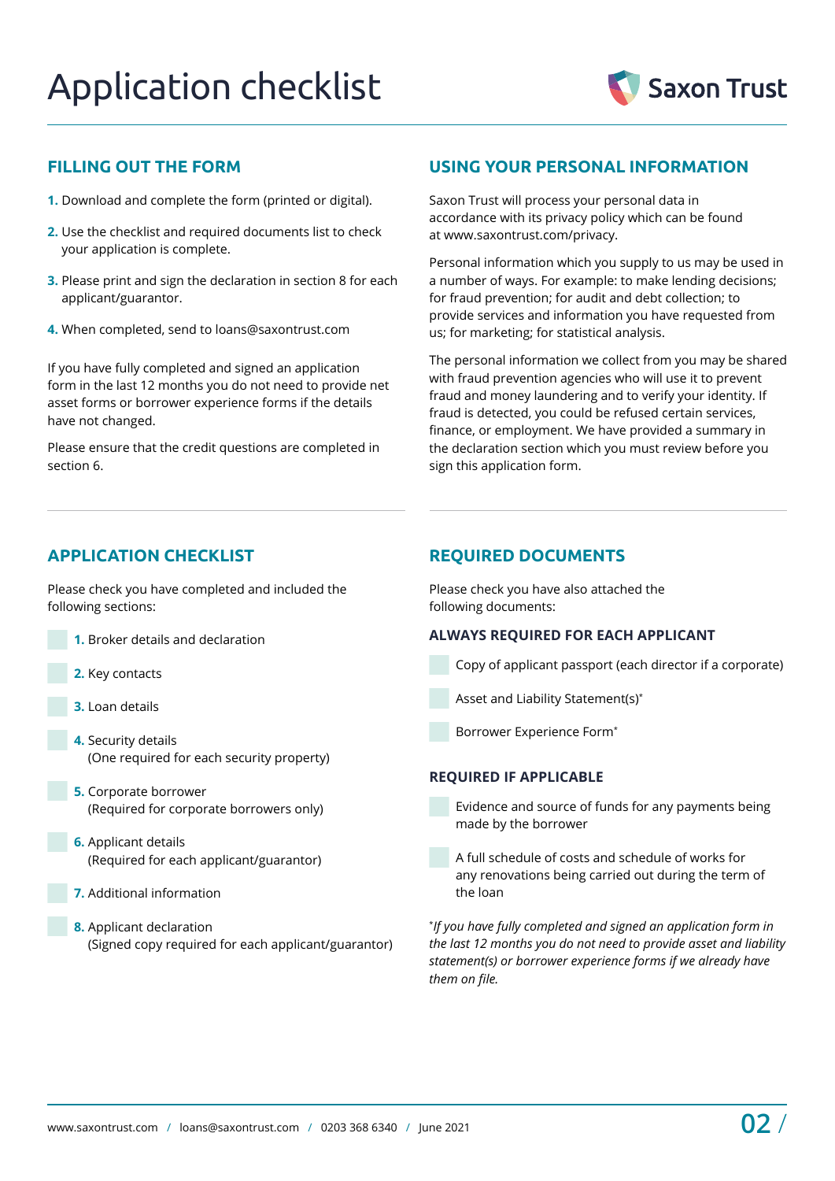# Application checklist

Saxon Trust

## FILLING OUT THE FORM

1. Download and complete the form (printed or digital).
2. Use the checklist and required documents list to check your application is complete.
3. Please print and sign the declaration in section 8 for each applicant/guarantor.
4. When completed, send to loans@saxontrust.com

If you have fully completed and signed an application form in the last 12 months you do not need to provide net asset forms or borrower experience forms if the details have not changed.

Please ensure that the credit questions are completed in section 6.

## USING YOUR PERSONAL INFORMATION

Saxon Trust will process your personal data in accordance with its privacy policy which can be found at www.saxontrust.com/privacy.

Personal information which you supply to us may be used in a number of ways. For example: to make lending decisions; for fraud prevention; for audit and debt collection; to provide services and information you have requested from us; for marketing; for statistical analysis.

The personal information we collect from you may be shared with fraud prevention agencies who will use it to prevent fraud and money laundering and to verify your identity. If fraud is detected, you could be refused certain services, finance, or employment. We have provided a summary in the declaration section which you must review before you sign this application form.

## APPLICATION CHECKLIST

Please check you have completed and included the following sections:

- [ ] **1.** Broker details and declaration
- [ ] **2.** Key contacts
- [ ] **3.** Loan details
- [ ] **4.** Security details (One required for each security property)
- [ ] **5.** Corporate borrower (Required for corporate borrowers only)
- [ ] **6.** Applicant details (Required for each applicant/guarantor)
- [ ] **7.** Additional information
- [ ] **8.** Applicant declaration (Signed copy required for each applicant/guarantor)

## REQUIRED DOCUMENTS

Please check you have also attached the following documents:

### ALWAYS REQUIRED FOR EACH APPLICANT

- [ ] Copy of applicant passport (each director if a corporate)
- [ ] Asset and Liability Statement(s)*
- [ ] Borrower Experience Form*

### REQUIRED IF APPLICABLE

- [ ] Evidence and source of funds for any payments being made by the borrower
- [ ] A full schedule of costs and schedule of works for any renovations being carried out during the term of the loan

*\*If you have fully completed and signed an application form in the last 12 months you do not need to provide asset and liability statement(s) or borrower experience forms if we already have them on file.*

www.saxontrust.com / loans@saxontrust.com / 0203 368 6340 / June 2021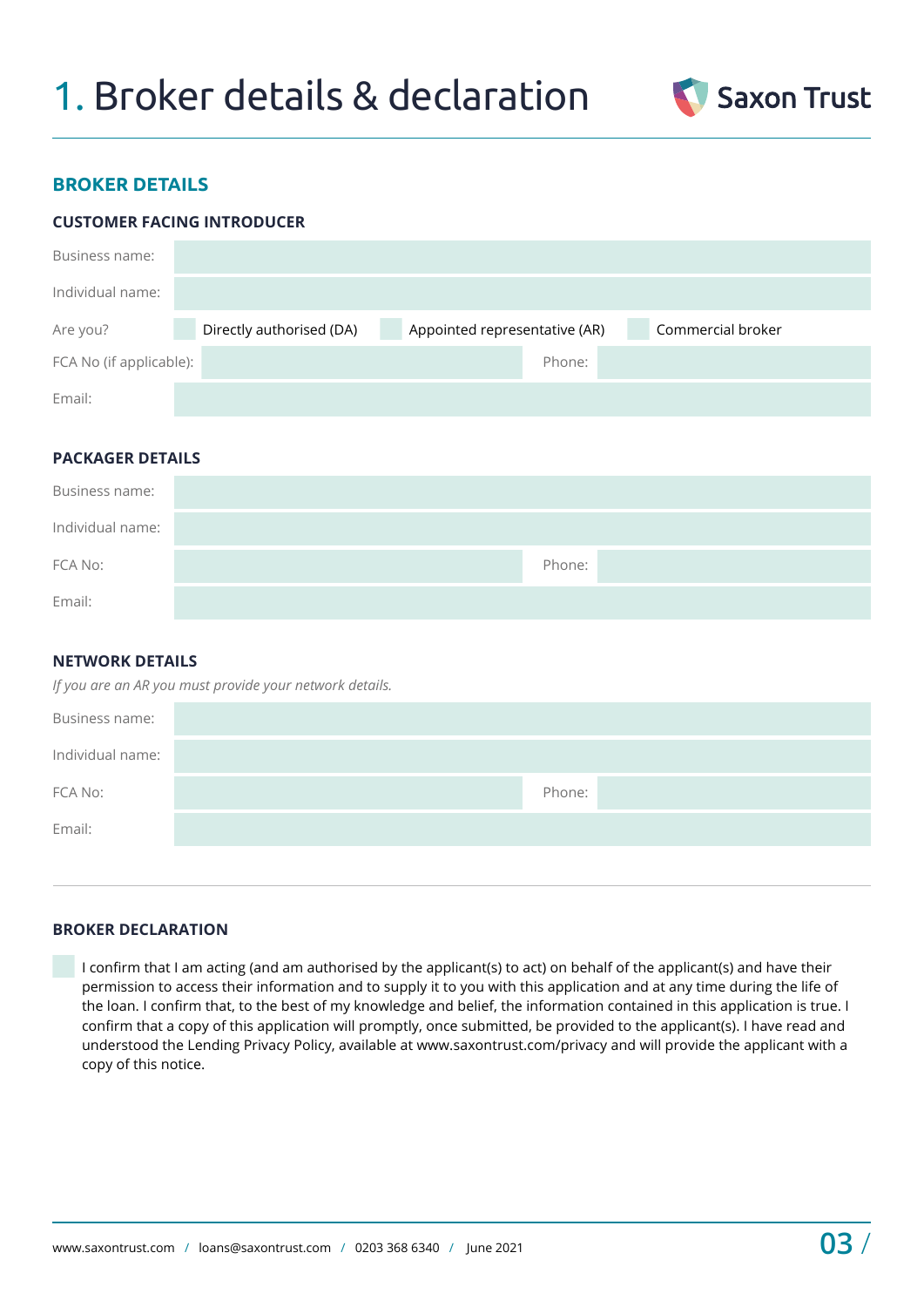# 1. Broker details & declaration

Saxon Trust

## BROKER DETAILS

### CUSTOMER FACING INTRODUCER

| | | | |
|---|---|---|---|
| Business name: | | | |
| Individual name: | | | |
| Are you? | ☐ Directly authorised (DA) | ☐ Appointed representative (AR) | ☐ Commercial broker |
| FCA No (if applicable): | | Phone: | |
| Email: | | | |

### PACKAGER DETAILS

| | | | |
|---|---|---|---|
| Business name: | | | |
| Individual name: | | | |
| FCA No: | | Phone: | |
| Email: | | | |

### NETWORK DETAILS

*If you are an AR you must provide your network details.*

| | | | |
|---|---|---|---|
| Business name: | | | |
| Individual name: | | | |
| FCA No: | | Phone: | |
| Email: | | | |

### BROKER DECLARATION

☐ I confirm that I am acting (and am authorised by the applicant(s) to act) on behalf of the applicant(s) and have their permission to access their information and to supply it to you with this application and at any time during the life of the loan. I confirm that, to the best of my knowledge and belief, the information contained in this application is true. I confirm that a copy of this application will promptly, once submitted, be provided to the applicant(s). I have read and understood the Lending Privacy Policy, available at www.saxontrust.com/privacy and will provide the applicant with a copy of this notice.

www.saxontrust.com / loans@saxontrust.com / 0203 368 6340 / June 2021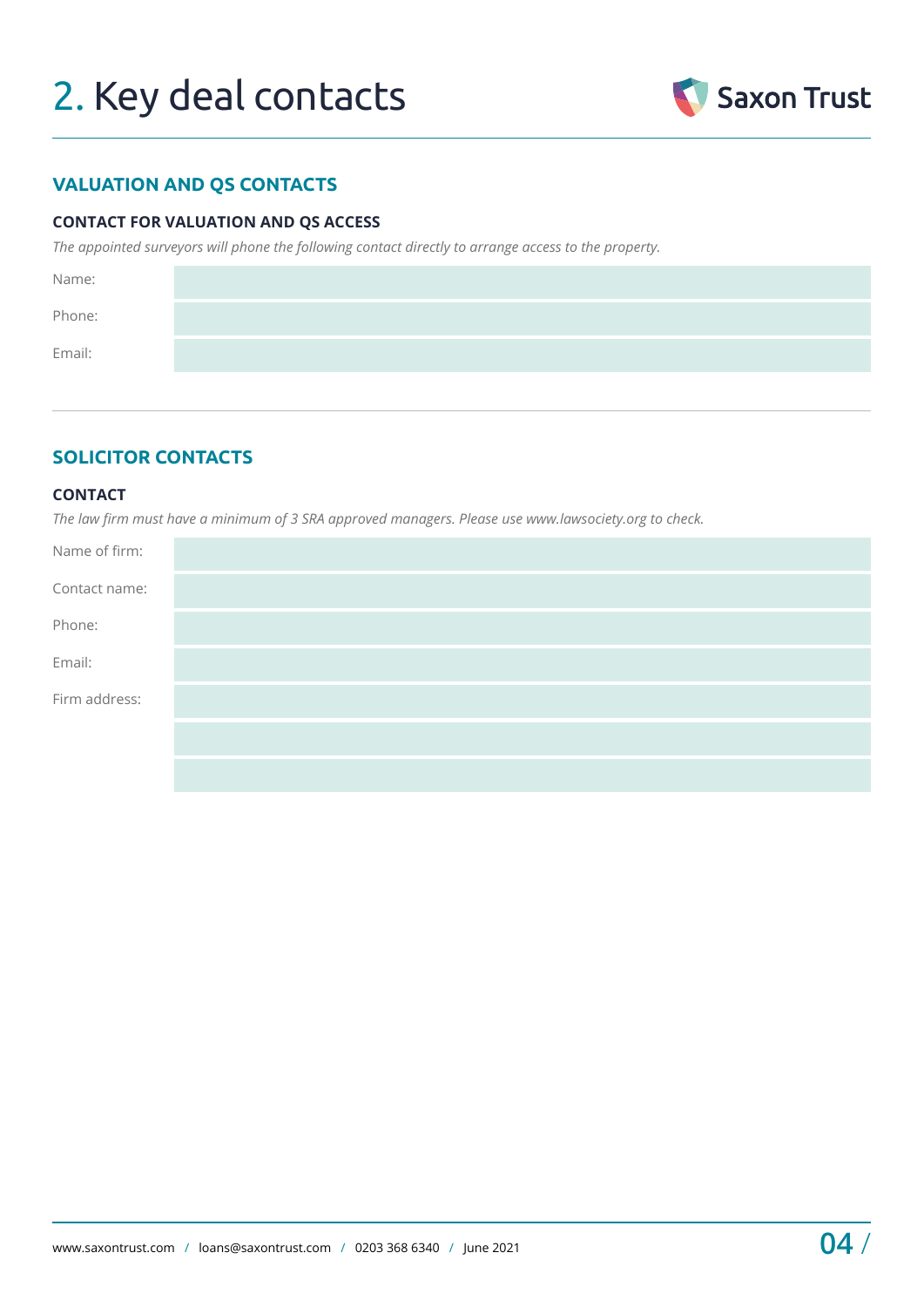# 2. Key deal contacts

## VALUATION AND QS CONTACTS

### CONTACT FOR VALUATION AND QS ACCESS

*The appointed surveyors will phone the following contact directly to arrange access to the property.*

| | |
|---|---|
| Name: | |
| Phone: | |
| Email: | |

## SOLICITOR CONTACTS

### CONTACT

*The law firm must have a minimum of 3 SRA approved managers. Please use www.lawsociety.org to check.*

| | |
|---|---|
| Name of firm: | |
| Contact name: | |
| Phone: | |
| Email: | |
| Firm address: | |
| | |
| | |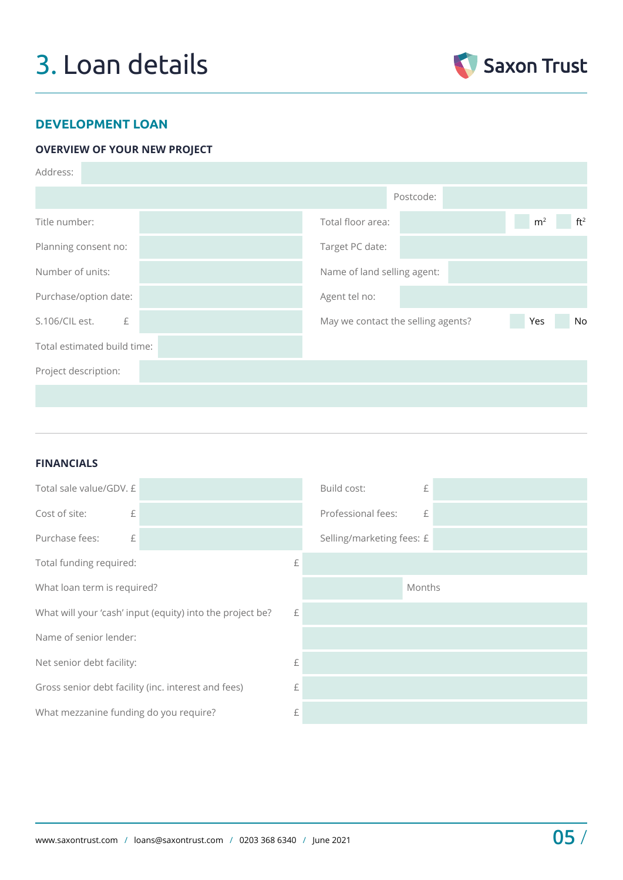# 3. Loan details

Saxon Trust

## DEVELOPMENT LOAN

### OVERVIEW OF YOUR NEW PROJECT

Address:

Postcode:

| | | | |
|---|---|---|---|
| Title number: | | Total floor area: | m$^2$ ft$^2$ |
| Planning consent no: | | Target PC date: | |
| Number of units: | | Name of land selling agent: | |
| Purchase/option date: | | Agent tel no: | |
| S.106/CIL est. £ | | May we contact the selling agents? | Yes No |
| Total estimated build time: | | | |

Project description:

### FINANCIALS

| | | | |
|---|---|---|---|
| Total sale value/GDV. £ | | Build cost: £ | |
| Cost of site: £ | | Professional fees: £ | |
| Purchase fees: £ | | Selling/marketing fees: £ | |

| | |
|---|---|
| Total funding required: £ | |
| What loan term is required? | Months |
| What will your 'cash' input (equity) into the project be? £ | |
| Name of senior lender: | |
| Net senior debt facility: £ | |
| Gross senior debt facility (inc. interest and fees) £ | |
| What mezzanine funding do you require? £ | |

www.saxontrust.com / loans@saxontrust.com / 0203 368 6340 / June 2021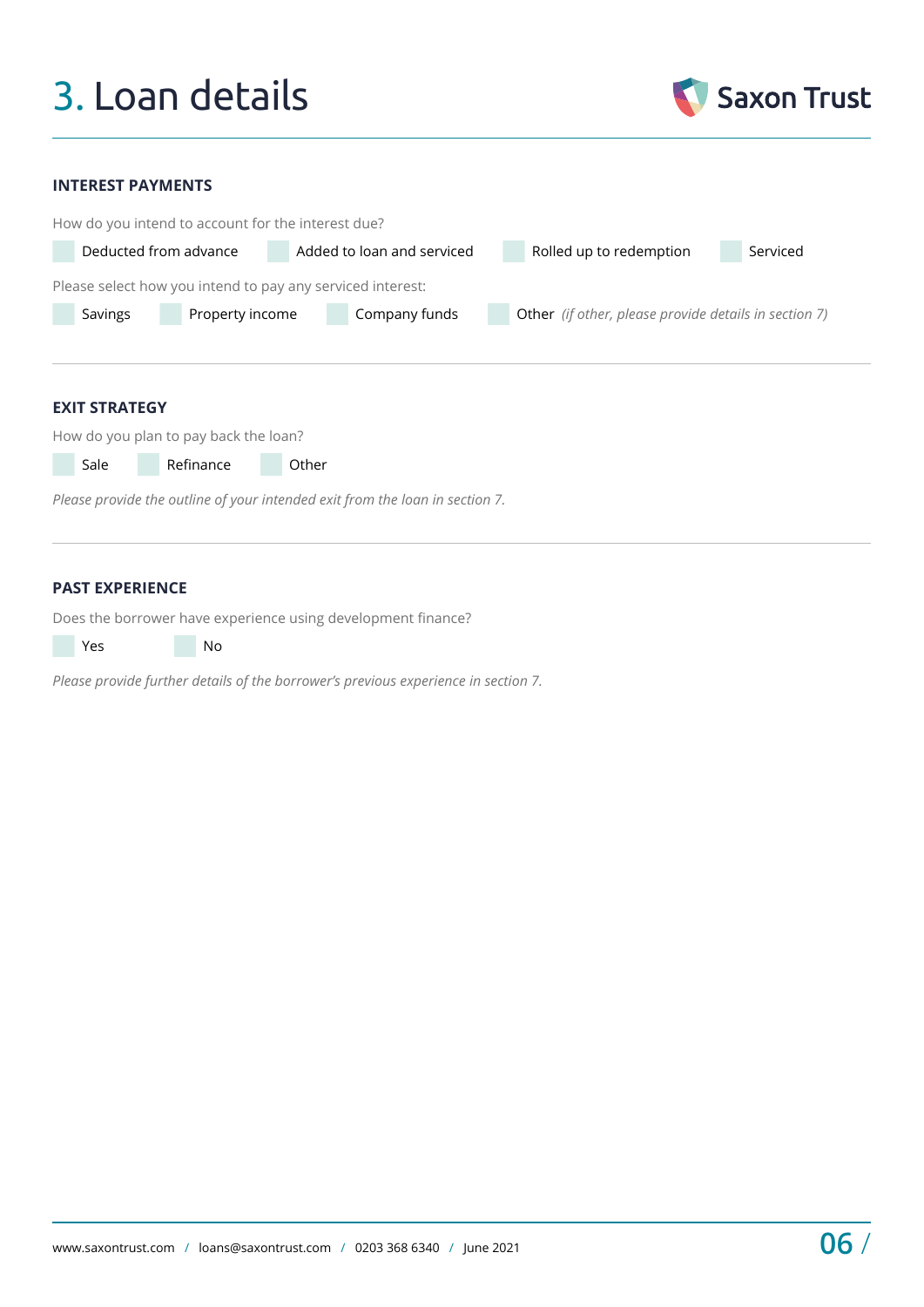# 3. Loan details

## INTEREST PAYMENTS

How do you intend to account for the interest due?

- [ ] Deducted from advance
- [ ] Added to loan and serviced
- [ ] Rolled up to redemption
- [ ] Serviced

Please select how you intend to pay any serviced interest:

- [ ] Savings
- [ ] Property income
- [ ] Company funds
- [ ] Other *(if other, please provide details in section 7)*

---

## EXIT STRATEGY

How do you plan to pay back the loan?

- [ ] Sale
- [ ] Refinance
- [ ] Other

*Please provide the outline of your intended exit from the loan in section 7.*

---

## PAST EXPERIENCE

Does the borrower have experience using development finance?

- [ ] Yes
- [ ] No

*Please provide further details of the borrower's previous experience in section 7.*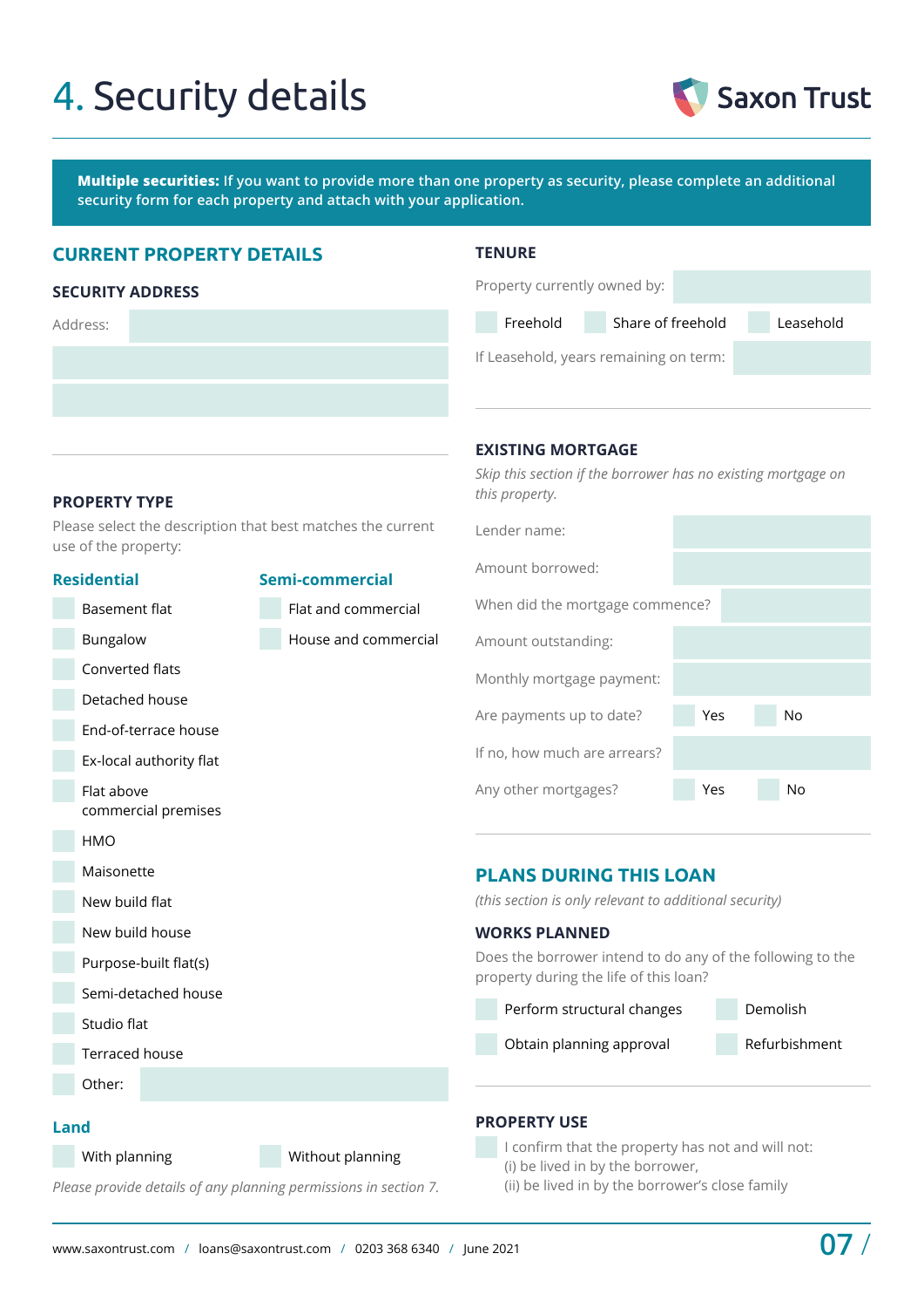# 4. Security details

Saxon Trust

**Multiple securities:** If you want to provide more than one property as security, please complete an additional security form for each property and attach with your application.

## CURRENT PROPERTY DETAILS

### SECURITY ADDRESS

Address:

### PROPERTY TYPE

Please select the description that best matches the current use of the property:

**Residential**

- Basement flat
- Bungalow
- Converted flats
- Detached house
- End-of-terrace house
- Ex-local authority flat
- Flat above commercial premises
- HMO
- Maisonette
- New build flat
- New build house
- Purpose-built flat(s)
- Semi-detached house
- Studio flat
- Terraced house
- Other:

**Semi-commercial**

- Flat and commercial
- House and commercial

**Land**

- With planning
- Without planning

*Please provide details of any planning permissions in section 7.*

### TENURE

Property currently owned by:

- Freehold
- Share of freehold
- Leasehold

If Leasehold, years remaining on term:

### EXISTING MORTGAGE

*Skip this section if the borrower has no existing mortgage on this property.*

Lender name:

Amount borrowed:

When did the mortgage commence?

Amount outstanding:

Monthly mortgage payment:

Are payments up to date? Yes / No

If no, how much are arrears?

Any other mortgages? Yes / No

## PLANS DURING THIS LOAN

*(this section is only relevant to additional security)*

### WORKS PLANNED

Does the borrower intend to do any of the following to the property during the life of this loan?

- Perform structural changes
- Demolish
- Obtain planning approval
- Refurbishment

### PROPERTY USE

- I confirm that the property has not and will not:
  (i) be lived in by the borrower,
  (ii) be lived in by the borrower's close family

www.saxontrust.com / loans@saxontrust.com / 0203 368 6340 / June 2021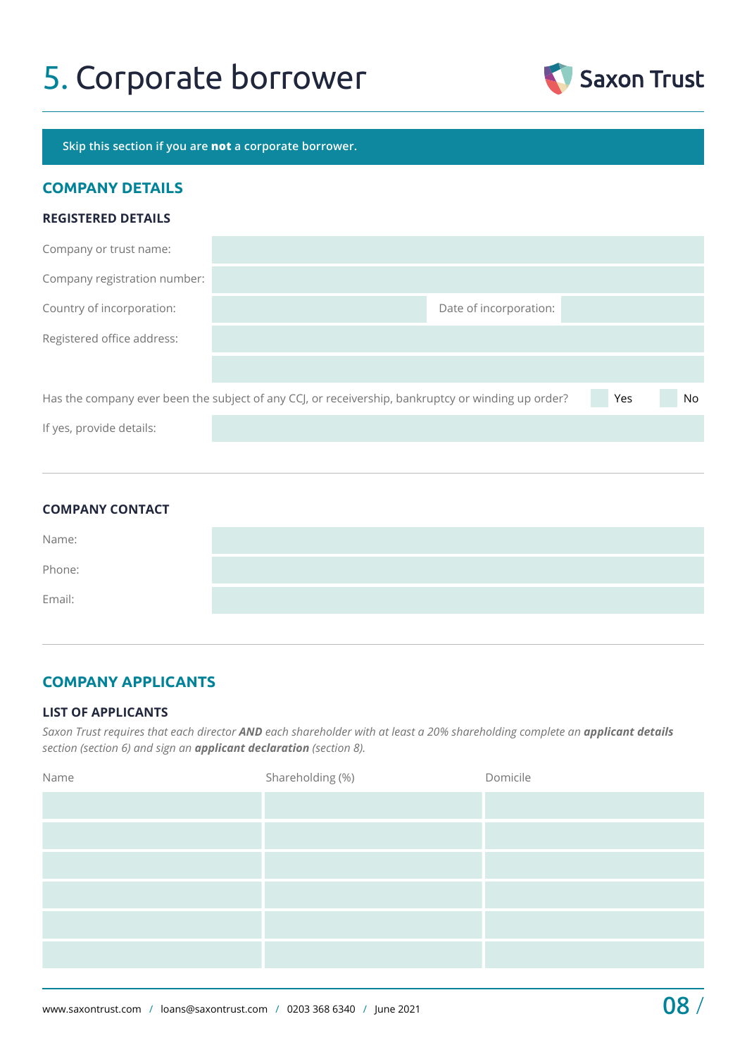# 5. Corporate borrower

Skip this section if you are **not** a corporate borrower.

## COMPANY DETAILS

### REGISTERED DETAILS

| | | | |
|---|---|---|---|
| Company or trust name: | | | |
| Company registration number: | | | |
| Country of incorporation: | | Date of incorporation: | |
| Registered office address: | | | |
| | | | |

Has the company ever been the subject of any CCJ, or receivership, bankruptcy or winding up order? ☐ Yes ☐ No

If yes, provide details:

### COMPANY CONTACT

| | |
|---|---|
| Name: | |
| Phone: | |
| Email: | |

## COMPANY APPLICANTS

### LIST OF APPLICANTS

*Saxon Trust requires that each director **AND** each shareholder with at least a 20% shareholding complete an **applicant details** section (section 6) and sign an **applicant declaration** (section 8).*

| Name | Shareholding (%) | Domicile |
|---|---|---|
| | | |
| | | |
| | | |
| | | |
| | | |
| | | |

www.saxontrust.com / loans@saxontrust.com / 0203 368 6340 / June 2021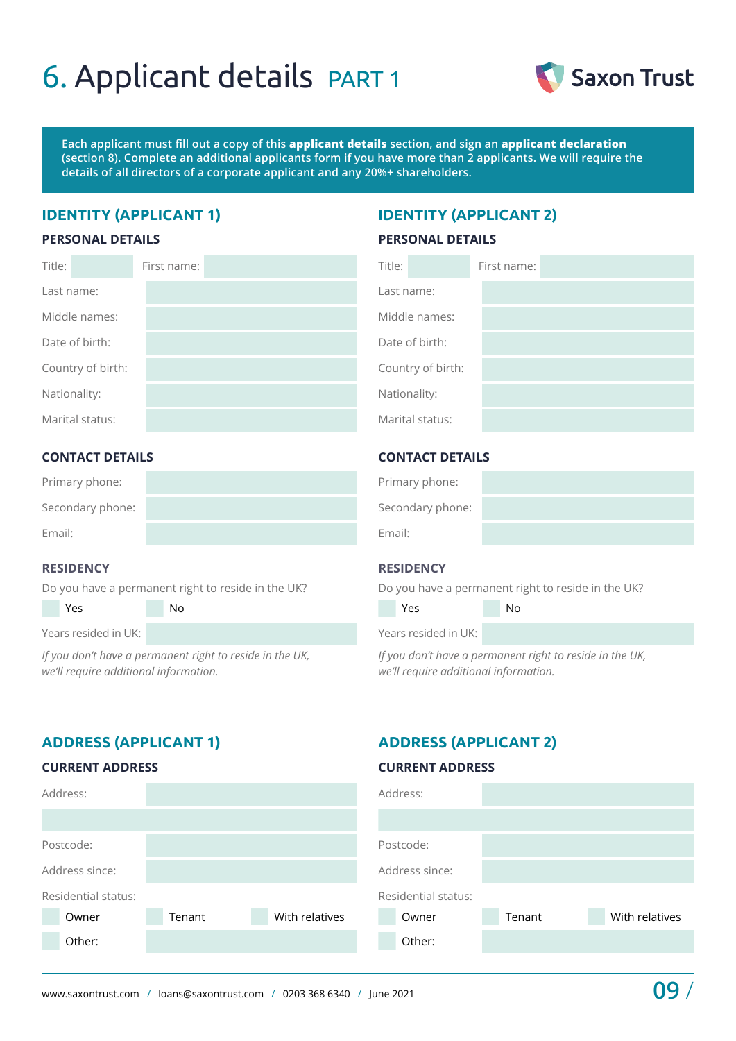# 6. Applicant details PART 1

Saxon Trust

**Each applicant must fill out a copy of this applicant details section, and sign an applicant declaration (section 8). Complete an additional applicants form if you have more than 2 applicants. We will require the details of all directors of a corporate applicant and any 20%+ shareholders.**

## IDENTITY (APPLICANT 1)

### PERSONAL DETAILS

| | |
|---|---|
| Title: | First name: |
| Last name: | |
| Middle names: | |
| Date of birth: | |
| Country of birth: | |
| Nationality: | |
| Marital status: | |

### CONTACT DETAILS

| | |
|---|---|
| Primary phone: | |
| Secondary phone: | |
| Email: | |

### RESIDENCY

Do you have a permanent right to reside in the UK?

☐ Yes ☐ No

Years resided in UK:

*If you don't have a permanent right to reside in the UK, we'll require additional information.*

## IDENTITY (APPLICANT 2)

### PERSONAL DETAILS

| | |
|---|---|
| Title: | First name: |
| Last name: | |
| Middle names: | |
| Date of birth: | |
| Country of birth: | |
| Nationality: | |
| Marital status: | |

### CONTACT DETAILS

| | |
|---|---|
| Primary phone: | |
| Secondary phone: | |
| Email: | |

### RESIDENCY

Do you have a permanent right to reside in the UK?

☐ Yes ☐ No

Years resided in UK:

*If you don't have a permanent right to reside in the UK, we'll require additional information.*

## ADDRESS (APPLICANT 1)

### CURRENT ADDRESS

| | |
|---|---|
| Address: | |
| | |
| Postcode: | |
| Address since: | |

Residential status:

☐ Owner ☐ Tenant ☐ With relatives

☐ Other:

## ADDRESS (APPLICANT 2)

### CURRENT ADDRESS

| | |
|---|---|
| Address: | |
| | |
| Postcode: | |
| Address since: | |

Residential status:

☐ Owner ☐ Tenant ☐ With relatives

☐ Other:

www.saxontrust.com / loans@saxontrust.com / 0203 368 6340 / June 2021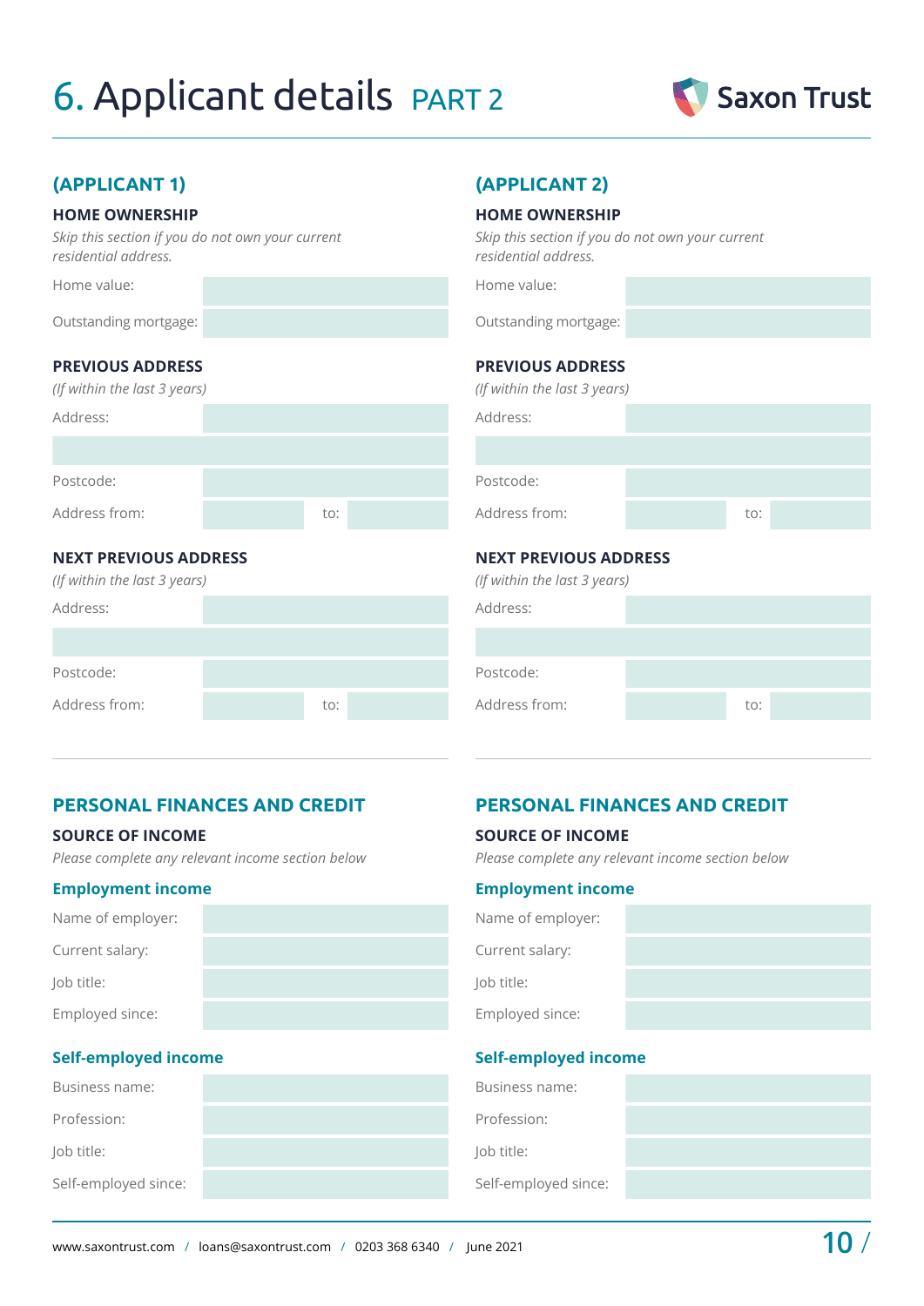# 6. Applicant details PART 2

Saxon Trust

## (APPLICANT 1)

### HOME OWNERSHIP

*Skip this section if you do not own your current residential address.*

| | |
|---|---|
| Home value: | |
| Outstanding mortgage: | |

### PREVIOUS ADDRESS

*(If within the last 3 years)*

| | | | |
|---|---|---|---|
| Address: | | | |
| | | | |
| Postcode: | | | |
| Address from: | | to: | |

### NEXT PREVIOUS ADDRESS

*(If within the last 3 years)*

| | | | |
|---|---|---|---|
| Address: | | | |
| | | | |
| Postcode: | | | |
| Address from: | | to: | |

### PERSONAL FINANCES AND CREDIT

#### SOURCE OF INCOME

*Please complete any relevant income section below*

**Employment income**

| | |
|---|---|
| Name of employer: | |
| Current salary: | |
| Job title: | |
| Employed since: | |

**Self-employed income**

| | |
|---|---|
| Business name: | |
| Profession: | |
| Job title: | |
| Self-employed since: | |

## (APPLICANT 2)

### HOME OWNERSHIP

*Skip this section if you do not own your current residential address.*

| | |
|---|---|
| Home value: | |
| Outstanding mortgage: | |

### PREVIOUS ADDRESS

*(If within the last 3 years)*

| | | | |
|---|---|---|---|
| Address: | | | |
| | | | |
| Postcode: | | | |
| Address from: | | to: | |

### NEXT PREVIOUS ADDRESS

*(If within the last 3 years)*

| | | | |
|---|---|---|---|
| Address: | | | |
| | | | |
| Postcode: | | | |
| Address from: | | to: | |

### PERSONAL FINANCES AND CREDIT

#### SOURCE OF INCOME

*Please complete any relevant income section below*

**Employment income**

| | |
|---|---|
| Name of employer: | |
| Current salary: | |
| Job title: | |
| Employed since: | |

**Self-employed income**

| | |
|---|---|
| Business name: | |
| Profession: | |
| Job title: | |
| Self-employed since: | |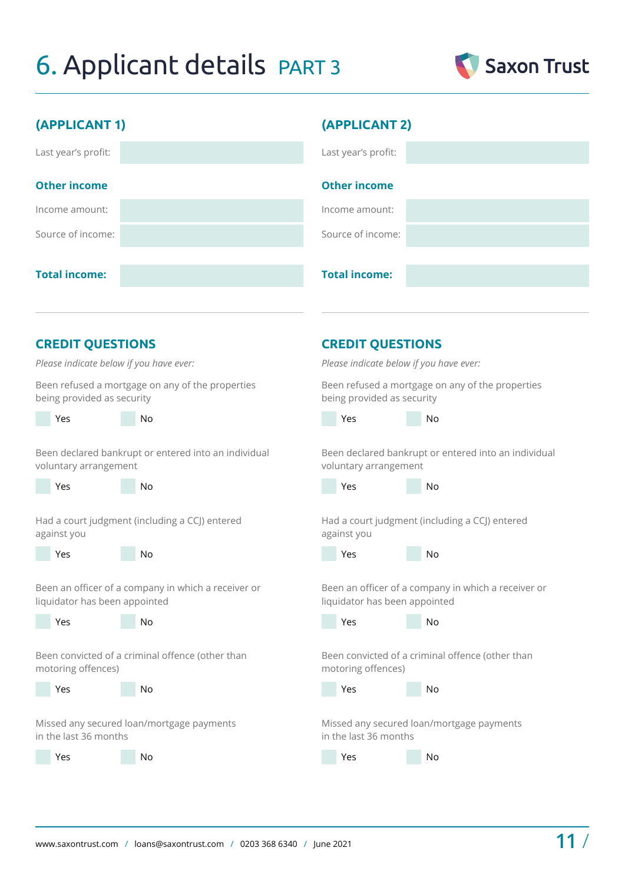# 6. Applicant details PART 3

## (APPLICANT 1)

Last year's profit:

### Other income

Income amount:

Source of income:

**Total income:**

### CREDIT QUESTIONS

*Please indicate below if you have ever:*

Been refused a mortgage on any of the properties being provided as security

Yes No

Been declared bankrupt or entered into an individual voluntary arrangement

Yes No

Had a court judgment (including a CCJ) entered against you

Yes No

Been an officer of a company in which a receiver or liquidator has been appointed

Yes No

Been convicted of a criminal offence (other than motoring offences)

Yes No

Missed any secured loan/mortgage payments in the last 36 months

Yes No

## (APPLICANT 2)

Last year's profit:

### Other income

Income amount:

Source of income:

**Total income:**

### CREDIT QUESTIONS

*Please indicate below if you have ever:*

Been refused a mortgage on any of the properties being provided as security

Yes No

Been declared bankrupt or entered into an individual voluntary arrangement

Yes No

Had a court judgment (including a CCJ) entered against you

Yes No

Been an officer of a company in which a receiver or liquidator has been appointed

Yes No

Been convicted of a criminal offence (other than motoring offences)

Yes No

Missed any secured loan/mortgage payments in the last 36 months

Yes No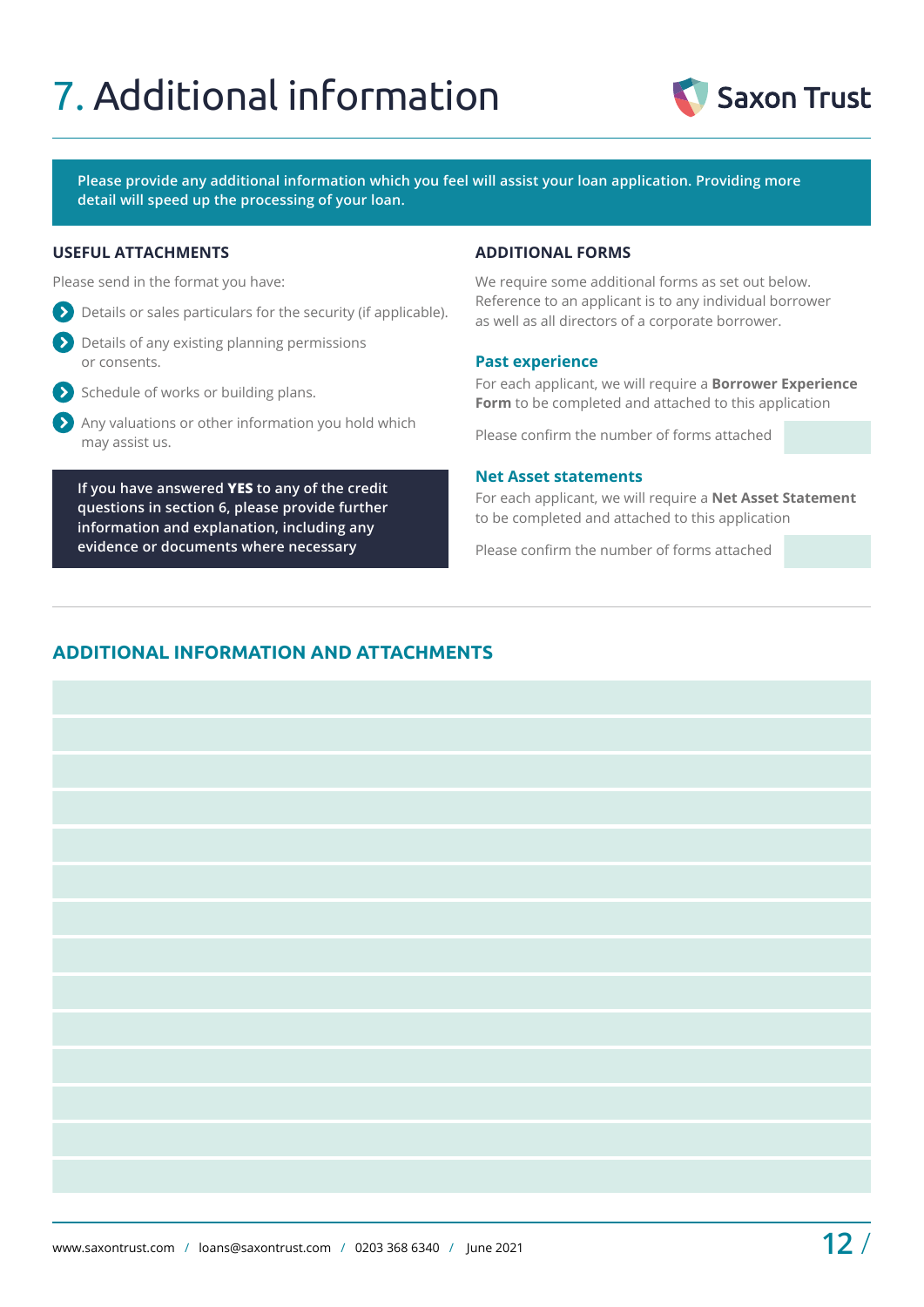# 7. Additional information

Saxon Trust

**Please provide any additional information which you feel will assist your loan application. Providing more detail will speed up the processing of your loan.**

## USEFUL ATTACHMENTS

Please send in the format you have:

- Details or sales particulars for the security (if applicable).
- Details of any existing planning permissions or consents.
- Schedule of works or building plans.
- Any valuations or other information you hold which may assist us.

**If you have answered YES to any of the credit questions in section 6, please provide further information and explanation, including any evidence or documents where necessary**

## ADDITIONAL FORMS

We require some additional forms as set out below. Reference to an applicant is to any individual borrower as well as all directors of a corporate borrower.

### Past experience

For each applicant, we will require a **Borrower Experience Form** to be completed and attached to this application

Please confirm the number of forms attached

### Net Asset statements

For each applicant, we will require a **Net Asset Statement** to be completed and attached to this application

Please confirm the number of forms attached

## ADDITIONAL INFORMATION AND ATTACHMENTS

www.saxontrust.com / loans@saxontrust.com / 0203 368 6340 / June 2021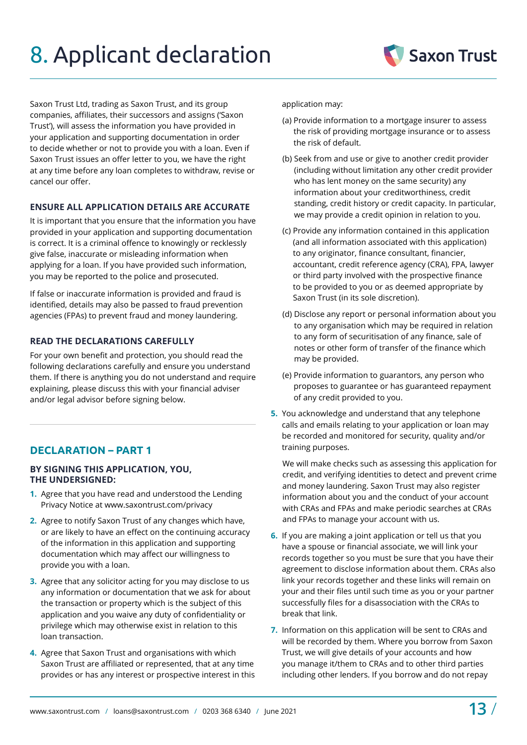# 8. Applicant declaration

Saxon Trust Ltd, trading as Saxon Trust, and its group companies, affiliates, their successors and assigns ('Saxon Trust'), will assess the information you have provided in your application and supporting documentation in order to decide whether or not to provide you with a loan. Even if Saxon Trust issues an offer letter to you, we have the right at any time before any loan completes to withdraw, revise or cancel our offer.

### ENSURE ALL APPLICATION DETAILS ARE ACCURATE

It is important that you ensure that the information you have provided in your application and supporting documentation is correct. It is a criminal offence to knowingly or recklessly give false, inaccurate or misleading information when applying for a loan. If you have provided such information, you may be reported to the police and prosecuted.

If false or inaccurate information is provided and fraud is identified, details may also be passed to fraud prevention agencies (FPAs) to prevent fraud and money laundering.

### READ THE DECLARATIONS CAREFULLY

For your own benefit and protection, you should read the following declarations carefully and ensure you understand them. If there is anything you do not understand and require explaining, please discuss this with your financial adviser and/or legal advisor before signing below.

## DECLARATION – PART 1

### BY SIGNING THIS APPLICATION, YOU, THE UNDERSIGNED:

1. Agree that you have read and understood the Lending Privacy Notice at www.saxontrust.com/privacy
2. Agree to notify Saxon Trust of any changes which have, or are likely to have an effect on the continuing accuracy of the information in this application and supporting documentation which may affect our willingness to provide you with a loan.
3. Agree that any solicitor acting for you may disclose to us any information or documentation that we ask for about the transaction or property which is the subject of this application and you waive any duty of confidentiality or privilege which may otherwise exist in relation to this loan transaction.
4. Agree that Saxon Trust and organisations with which Saxon Trust are affiliated or represented, that at any time provides or has any interest or prospective interest in this application may:

   (a) Provide information to a mortgage insurer to assess the risk of providing mortgage insurance or to assess the risk of default.

   (b) Seek from and use or give to another credit provider (including without limitation any other credit provider who has lent money on the same security) any information about your creditworthiness, credit standing, credit history or credit capacity. In particular, we may provide a credit opinion in relation to you.

   (c) Provide any information contained in this application (and all information associated with this application) to any originator, finance consultant, financier, accountant, credit reference agency (CRA), FPA, lawyer or third party involved with the prospective finance to be provided to you or as deemed appropriate by Saxon Trust (in its sole discretion).

   (d) Disclose any report or personal information about you to any organisation which may be required in relation to any form of securitisation of any finance, sale of notes or other form of transfer of the finance which may be provided.

   (e) Provide information to guarantors, any person who proposes to guarantee or has guaranteed repayment of any credit provided to you.

5. You acknowledge and understand that any telephone calls and emails relating to your application or loan may be recorded and monitored for security, quality and/or training purposes.

   We will make checks such as assessing this application for credit, and verifying identities to detect and prevent crime and money laundering. Saxon Trust may also register information about you and the conduct of your account with CRAs and FPAs and make periodic searches at CRAs and FPAs to manage your account with us.

6. If you are making a joint application or tell us that you have a spouse or financial associate, we will link your records together so you must be sure that you have their agreement to disclose information about them. CRAs also link your records together and these links will remain on your and their files until such time as you or your partner successfully files for a disassociation with the CRAs to break that link.
7. Information on this application will be sent to CRAs and will be recorded by them. Where you borrow from Saxon Trust, we will give details of your accounts and how you manage it/them to CRAs and to other third parties including other lenders. If you borrow and do not repay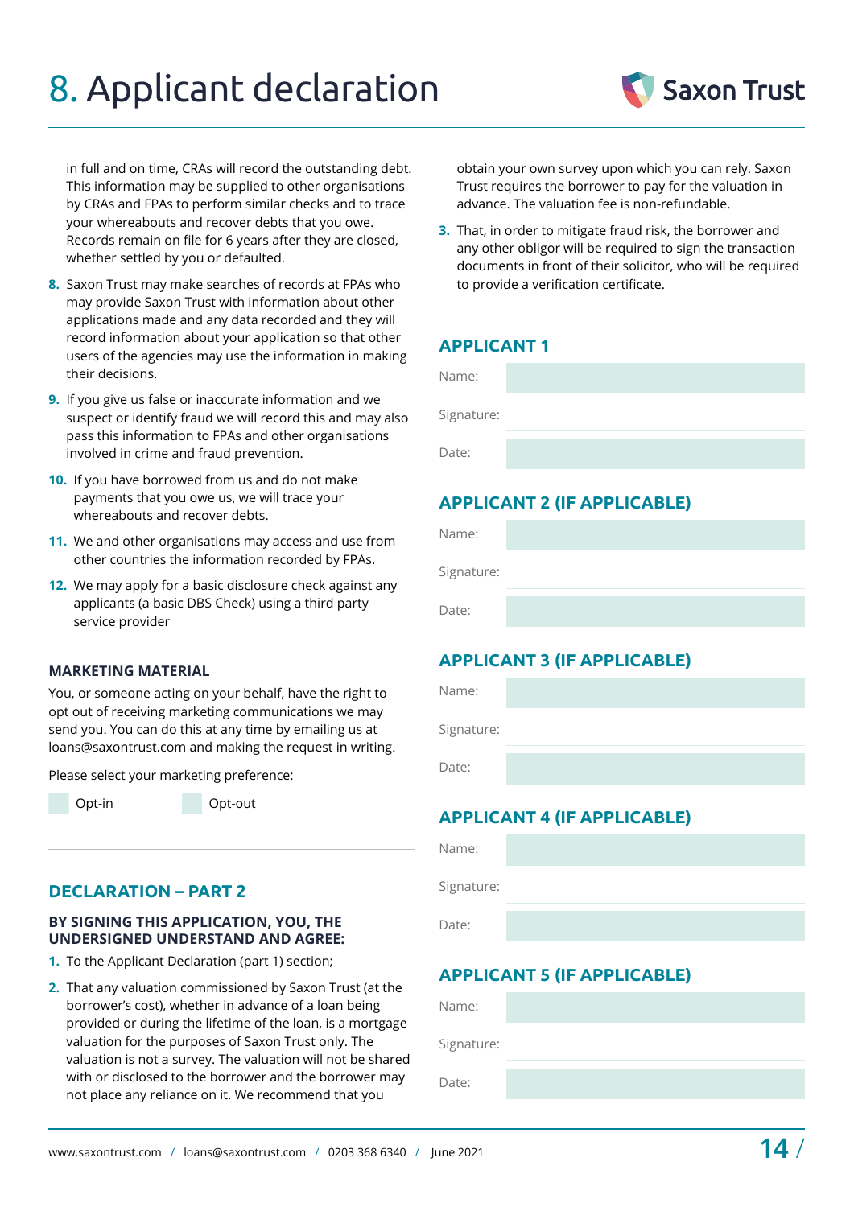# 8. Applicant declaration

in full and on time, CRAs will record the outstanding debt. This information may be supplied to other organisations by CRAs and FPAs to perform similar checks and to trace your whereabouts and recover debts that you owe. Records remain on file for 6 years after they are closed, whether settled by you or defaulted.

8. Saxon Trust may make searches of records at FPAs who may provide Saxon Trust with information about other applications made and any data recorded and they will record information about your application so that other users of the agencies may use the information in making their decisions.
9. If you give us false or inaccurate information and we suspect or identify fraud we will record this and may also pass this information to FPAs and other organisations involved in crime and fraud prevention.
10. If you have borrowed from us and do not make payments that you owe us, we will trace your whereabouts and recover debts.
11. We and other organisations may access and use from other countries the information recorded by FPAs.
12. We may apply for a basic disclosure check against any applicants (a basic DBS Check) using a third party service provider

#### MARKETING MATERIAL

You, or someone acting on your behalf, have the right to opt out of receiving marketing communications we may send you. You can do this at any time by emailing us at loans@saxontrust.com and making the request in writing.

Please select your marketing preference:

☐ Opt-in ☐ Opt-out

### DECLARATION – PART 2

#### BY SIGNING THIS APPLICATION, YOU, THE UNDERSIGNED UNDERSTAND AND AGREE:

1. To the Applicant Declaration (part 1) section;
2. That any valuation commissioned by Saxon Trust (at the borrower's cost), whether in advance of a loan being provided or during the lifetime of the loan, is a mortgage valuation for the purposes of Saxon Trust only. The valuation is not a survey. The valuation will not be shared with or disclosed to the borrower and the borrower may not place any reliance on it. We recommend that you obtain your own survey upon which you can rely. Saxon Trust requires the borrower to pay for the valuation in advance. The valuation fee is non-refundable.
3. That, in order to mitigate fraud risk, the borrower and any other obligor will be required to sign the transaction documents in front of their solicitor, who will be required to provide a verification certificate.

### APPLICANT 1

Name:

Signature:

Date:

### APPLICANT 2 (IF APPLICABLE)

Name:

Signature:

Date:

### APPLICANT 3 (IF APPLICABLE)

Name:

Signature:

Date:

### APPLICANT 4 (IF APPLICABLE)

Name:

Signature:

Date:

### APPLICANT 5 (IF APPLICABLE)

Name:

Signature:

Date: